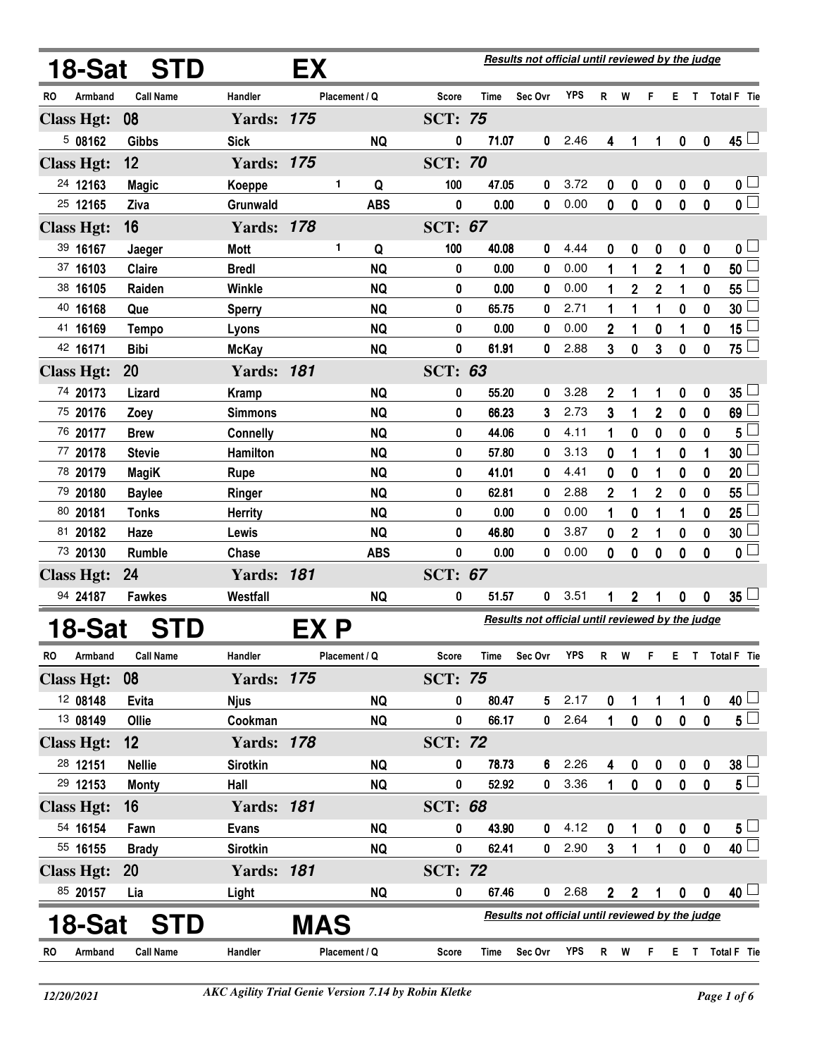## 18-Sat STD EX

*Results not official until reviewed by the judge*

| RO | Armband | Call Name | Handler | Placement | Q | Score | Time | Sec Ovr | YPS | R | W | F | E | T | Total F | Tie |
|---|---|---|---|---|---|---|---|---|---|---|---|---|---|---|---|---|
| **Class Hgt: 08** | | | **Yards: 175** | | | **SCT: 75** | | | | | | | | | | |
| 5 | 08162 | Gibbs | Sick | | NQ | 0 | 71.07 | 0 | 2.46 | 4 | 1 | 1 | 0 | 0 | 45 | ☐ |
| **Class Hgt: 12** | | | **Yards: 175** | | | **SCT: 70** | | | | | | | | | | |
| 24 | 12163 | Magic | Koeppe | 1 | Q | 100 | 47.05 | 0 | 3.72 | 0 | 0 | 0 | 0 | 0 | 0 | ☐ |
| 25 | 12165 | Ziva | Grunwald | | ABS | 0 | 0.00 | 0 | 0.00 | 0 | 0 | 0 | 0 | 0 | 0 | ☐ |
| **Class Hgt: 16** | | | **Yards: 178** | | | **SCT: 67** | | | | | | | | | | |
| 39 | 16167 | Jaeger | Mott | 1 | Q | 100 | 40.08 | 0 | 4.44 | 0 | 0 | 0 | 0 | 0 | 0 | ☐ |
| 37 | 16103 | Claire | Bredl | | NQ | 0 | 0.00 | 0 | 0.00 | 1 | 1 | 2 | 1 | 0 | 50 | ☐ |
| 38 | 16105 | Raiden | Winkle | | NQ | 0 | 0.00 | 0 | 0.00 | 1 | 2 | 2 | 1 | 0 | 55 | ☐ |
| 40 | 16168 | Que | Sperry | | NQ | 0 | 65.75 | 0 | 2.71 | 1 | 1 | 1 | 0 | 0 | 30 | ☐ |
| 41 | 16169 | Tempo | Lyons | | NQ | 0 | 0.00 | 0 | 0.00 | 2 | 1 | 0 | 1 | 0 | 15 | ☐ |
| 42 | 16171 | Bibi | McKay | | NQ | 0 | 61.91 | 0 | 2.88 | 3 | 0 | 3 | 0 | 0 | 75 | ☐ |
| **Class Hgt: 20** | | | **Yards: 181** | | | **SCT: 63** | | | | | | | | | | |
| 74 | 20173 | Lizard | Kramp | | NQ | 0 | 55.20 | 0 | 3.28 | 2 | 1 | 1 | 0 | 0 | 35 | ☐ |
| 75 | 20176 | Zoey | Simmons | | NQ | 0 | 66.23 | 3 | 2.73 | 3 | 1 | 2 | 0 | 0 | 69 | ☐ |
| 76 | 20177 | Brew | Connelly | | NQ | 0 | 44.06 | 0 | 4.11 | 1 | 0 | 0 | 0 | 0 | 5 | ☐ |
| 77 | 20178 | Stevie | Hamilton | | NQ | 0 | 57.80 | 0 | 3.13 | 0 | 1 | 1 | 0 | 1 | 30 | ☐ |
| 78 | 20179 | MagiK | Rupe | | NQ | 0 | 41.01 | 0 | 4.41 | 0 | 0 | 1 | 0 | 0 | 20 | ☐ |
| 79 | 20180 | Baylee | Ringer | | NQ | 0 | 62.81 | 0 | 2.88 | 2 | 1 | 2 | 0 | 0 | 55 | ☐ |
| 80 | 20181 | Tonks | Herrity | | NQ | 0 | 0.00 | 0 | 0.00 | 1 | 0 | 1 | 1 | 0 | 25 | ☐ |
| 81 | 20182 | Haze | Lewis | | NQ | 0 | 46.80 | 0 | 3.87 | 0 | 2 | 1 | 0 | 0 | 30 | ☐ |
| 73 | 20130 | Rumble | Chase | | ABS | 0 | 0.00 | 0 | 0.00 | 0 | 0 | 0 | 0 | 0 | 0 | ☐ |
| **Class Hgt: 24** | | | **Yards: 181** | | | **SCT: 67** | | | | | | | | | | |
| 94 | 24187 | Fawkes | Westfall | | NQ | 0 | 51.57 | 0 | 3.51 | 1 | 2 | 1 | 0 | 0 | 35 | ☐ |

## 18-Sat STD EX P

*Results not official until reviewed by the judge*

| RO | Armband | Call Name | Handler | Placement | Q | Score | Time | Sec Ovr | YPS | R | W | F | E | T | Total F | Tie |
|---|---|---|---|---|---|---|---|---|---|---|---|---|---|---|---|---|
| **Class Hgt: 08** | | | **Yards: 175** | | | **SCT: 75** | | | | | | | | | | |
| 12 | 08148 | Evita | Njus | | NQ | 0 | 80.47 | 5 | 2.17 | 0 | 1 | 1 | 1 | 0 | 40 | ☐ |
| 13 | 08149 | Ollie | Cookman | | NQ | 0 | 66.17 | 0 | 2.64 | 1 | 0 | 0 | 0 | 0 | 5 | ☐ |
| **Class Hgt: 12** | | | **Yards: 178** | | | **SCT: 72** | | | | | | | | | | |
| 28 | 12151 | Nellie | Sirotkin | | NQ | 0 | 78.73 | 6 | 2.26 | 4 | 0 | 0 | 0 | 0 | 38 | ☐ |
| 29 | 12153 | Monty | Hall | | NQ | 0 | 52.92 | 0 | 3.36 | 1 | 0 | 0 | 0 | 0 | 5 | ☐ |
| **Class Hgt: 16** | | | **Yards: 181** | | | **SCT: 68** | | | | | | | | | | |
| 54 | 16154 | Fawn | Evans | | NQ | 0 | 43.90 | 0 | 4.12 | 0 | 1 | 0 | 0 | 0 | 5 | ☐ |
| 55 | 16155 | Brady | Sirotkin | | NQ | 0 | 62.41 | 0 | 2.90 | 3 | 1 | 1 | 0 | 0 | 40 | ☐ |
| **Class Hgt: 20** | | | **Yards: 181** | | | **SCT: 72** | | | | | | | | | | |
| 85 | 20157 | Lia | Light | | NQ | 0 | 67.46 | 0 | 2.68 | 2 | 2 | 1 | 0 | 0 | 40 | ☐ |

## 18-Sat STD MAS

*Results not official until reviewed by the judge*

| RO | Armband | Call Name | Handler | Placement | Q | Score | Time | Sec Ovr | YPS | R | W | F | E | T | Total F | Tie |
|---|---|---|---|---|---|---|---|---|---|---|---|---|---|---|---|---|

12/20/2021 — *AKC Agility Trial Genie Version 7.14 by Robin Kletke*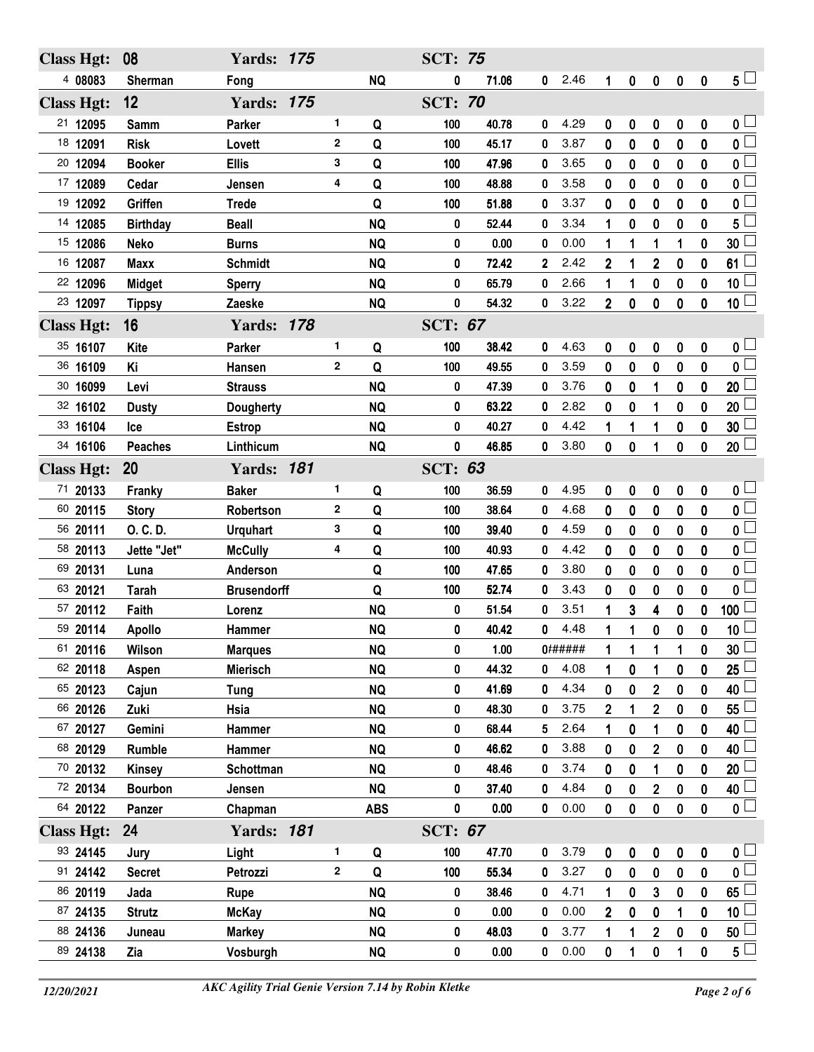| Class Hgt: 08 | | | Yards: 175 | | | SCT: 75 | | | | | | | | | | |
|---|---|---|---|---|---|---|---|---|---|---|---|---|---|---|---|---|
| 4 | 08083 | Sherman | Fong | | NQ | 0 | 71.06 | 0 | 2.46 | 1 | 0 | 0 | 0 | 0 | 5 | ☐ |

| Class Hgt: 12 | | | Yards: 175 | | | SCT: 70 | | | | | | | | | | |
|---|---|---|---|---|---|---|---|---|---|---|---|---|---|---|---|---|
| 21 | 12095 | Samm | Parker | 1 | Q | 100 | 40.78 | 0 | 4.29 | 0 | 0 | 0 | 0 | 0 | 0 | ☐ |
| 18 | 12091 | Risk | Lovett | 2 | Q | 100 | 45.17 | 0 | 3.87 | 0 | 0 | 0 | 0 | 0 | 0 | ☐ |
| 20 | 12094 | Booker | Ellis | 3 | Q | 100 | 47.96 | 0 | 3.65 | 0 | 0 | 0 | 0 | 0 | 0 | ☐ |
| 17 | 12089 | Cedar | Jensen | 4 | Q | 100 | 48.88 | 0 | 3.58 | 0 | 0 | 0 | 0 | 0 | 0 | ☐ |
| 19 | 12092 | Griffen | Trede | | Q | 100 | 51.88 | 0 | 3.37 | 0 | 0 | 0 | 0 | 0 | 0 | ☐ |
| 14 | 12085 | Birthday | Beall | | NQ | 0 | 52.44 | 0 | 3.34 | 1 | 0 | 0 | 0 | 0 | 5 | ☐ |
| 15 | 12086 | Neko | Burns | | NQ | 0 | 0.00 | 0 | 0.00 | 1 | 1 | 1 | 1 | 0 | 30 | ☐ |
| 16 | 12087 | Maxx | Schmidt | | NQ | 0 | 72.42 | 2 | 2.42 | 2 | 1 | 2 | 0 | 0 | 61 | ☐ |
| 22 | 12096 | Midget | Sperry | | NQ | 0 | 65.79 | 0 | 2.66 | 1 | 1 | 0 | 0 | 0 | 10 | ☐ |
| 23 | 12097 | Tippsy | Zaeske | | NQ | 0 | 54.32 | 0 | 3.22 | 2 | 0 | 0 | 0 | 0 | 10 | ☐ |

| Class Hgt: 16 | | | Yards: 178 | | | SCT: 67 | | | | | | | | | | |
|---|---|---|---|---|---|---|---|---|---|---|---|---|---|---|---|---|
| 35 | 16107 | Kite | Parker | 1 | Q | 100 | 38.42 | 0 | 4.63 | 0 | 0 | 0 | 0 | 0 | 0 | ☐ |
| 36 | 16109 | Ki | Hansen | 2 | Q | 100 | 49.55 | 0 | 3.59 | 0 | 0 | 0 | 0 | 0 | 0 | ☐ |
| 30 | 16099 | Levi | Strauss | | NQ | 0 | 47.39 | 0 | 3.76 | 0 | 0 | 1 | 0 | 0 | 20 | ☐ |
| 32 | 16102 | Dusty | Dougherty | | NQ | 0 | 63.22 | 0 | 2.82 | 0 | 0 | 1 | 0 | 0 | 20 | ☐ |
| 33 | 16104 | Ice | Estrop | | NQ | 0 | 40.27 | 0 | 4.42 | 1 | 1 | 1 | 0 | 0 | 30 | ☐ |
| 34 | 16106 | Peaches | Linthicum | | NQ | 0 | 46.85 | 0 | 3.80 | 0 | 0 | 1 | 0 | 0 | 20 | ☐ |

| Class Hgt: 20 | | | Yards: 181 | | | SCT: 63 | | | | | | | | | | |
|---|---|---|---|---|---|---|---|---|---|---|---|---|---|---|---|---|
| 71 | 20133 | Franky | Baker | 1 | Q | 100 | 36.59 | 0 | 4.95 | 0 | 0 | 0 | 0 | 0 | 0 | ☐ |
| 60 | 20115 | Story | Robertson | 2 | Q | 100 | 38.64 | 0 | 4.68 | 0 | 0 | 0 | 0 | 0 | 0 | ☐ |
| 56 | 20111 | O. C. D. | Urquhart | 3 | Q | 100 | 39.40 | 0 | 4.59 | 0 | 0 | 0 | 0 | 0 | 0 | ☐ |
| 58 | 20113 | Jette "Jet" | McCully | 4 | Q | 100 | 40.93 | 0 | 4.42 | 0 | 0 | 0 | 0 | 0 | 0 | ☐ |
| 69 | 20131 | Luna | Anderson | | Q | 100 | 47.65 | 0 | 3.80 | 0 | 0 | 0 | 0 | 0 | 0 | ☐ |
| 63 | 20121 | Tarah | Brusendorff | | Q | 100 | 52.74 | 0 | 3.43 | 0 | 0 | 0 | 0 | 0 | 0 | ☐ |
| 57 | 20112 | Faith | Lorenz | | NQ | 0 | 51.54 | 0 | 3.51 | 1 | 3 | 4 | 0 | 0 | 100 | ☐ |
| 59 | 20114 | Apollo | Hammer | | NQ | 0 | 40.42 | 0 | 4.48 | 1 | 1 | 0 | 0 | 0 | 10 | ☐ |
| 61 | 20116 | Wilson | Marques | | NQ | 0 | 1.00 | 0 | ###### | 1 | 1 | 1 | 1 | 0 | 30 | ☐ |
| 62 | 20118 | Aspen | Mierisch | | NQ | 0 | 44.32 | 0 | 4.08 | 1 | 0 | 1 | 0 | 0 | 25 | ☐ |
| 65 | 20123 | Cajun | Tung | | NQ | 0 | 41.69 | 0 | 4.34 | 0 | 0 | 2 | 0 | 0 | 40 | ☐ |
| 66 | 20126 | Zuki | Hsia | | NQ | 0 | 48.30 | 0 | 3.75 | 2 | 1 | 2 | 0 | 0 | 55 | ☐ |
| 67 | 20127 | Gemini | Hammer | | NQ | 0 | 68.44 | 5 | 2.64 | 1 | 0 | 1 | 0 | 0 | 40 | ☐ |
| 68 | 20129 | Rumble | Hammer | | NQ | 0 | 46.62 | 0 | 3.88 | 0 | 0 | 2 | 0 | 0 | 40 | ☐ |
| 70 | 20132 | Kinsey | Schottman | | NQ | 0 | 48.46 | 0 | 3.74 | 0 | 0 | 1 | 0 | 0 | 20 | ☐ |
| 72 | 20134 | Bourbon | Jensen | | NQ | 0 | 37.40 | 0 | 4.84 | 0 | 0 | 2 | 0 | 0 | 40 | ☐ |
| 64 | 20122 | Panzer | Chapman | | ABS | 0 | 0.00 | 0 | 0.00 | 0 | 0 | 0 | 0 | 0 | 0 | ☐ |

| Class Hgt: 24 | | | Yards: 181 | | | SCT: 67 | | | | | | | | | | |
|---|---|---|---|---|---|---|---|---|---|---|---|---|---|---|---|---|
| 93 | 24145 | Jury | Light | 1 | Q | 100 | 47.70 | 0 | 3.79 | 0 | 0 | 0 | 0 | 0 | 0 | ☐ |
| 91 | 24142 | Secret | Petrozzi | 2 | Q | 100 | 55.34 | 0 | 3.27 | 0 | 0 | 0 | 0 | 0 | 0 | ☐ |
| 86 | 20119 | Jada | Rupe | | NQ | 0 | 38.46 | 0 | 4.71 | 1 | 0 | 3 | 0 | 0 | 65 | ☐ |
| 87 | 24135 | Strutz | McKay | | NQ | 0 | 0.00 | 0 | 0.00 | 2 | 0 | 0 | 1 | 0 | 10 | ☐ |
| 88 | 24136 | Juneau | Markey | | NQ | 0 | 48.03 | 0 | 3.77 | 1 | 1 | 2 | 0 | 0 | 50 | ☐ |
| 89 | 24138 | Zia | Vosburgh | | NQ | 0 | 0.00 | 0 | 0.00 | 0 | 1 | 0 | 1 | 0 | 5 | ☐ |

*12/20/2021* *AKC Agility Trial Genie Version 7.14 by Robin Kletke*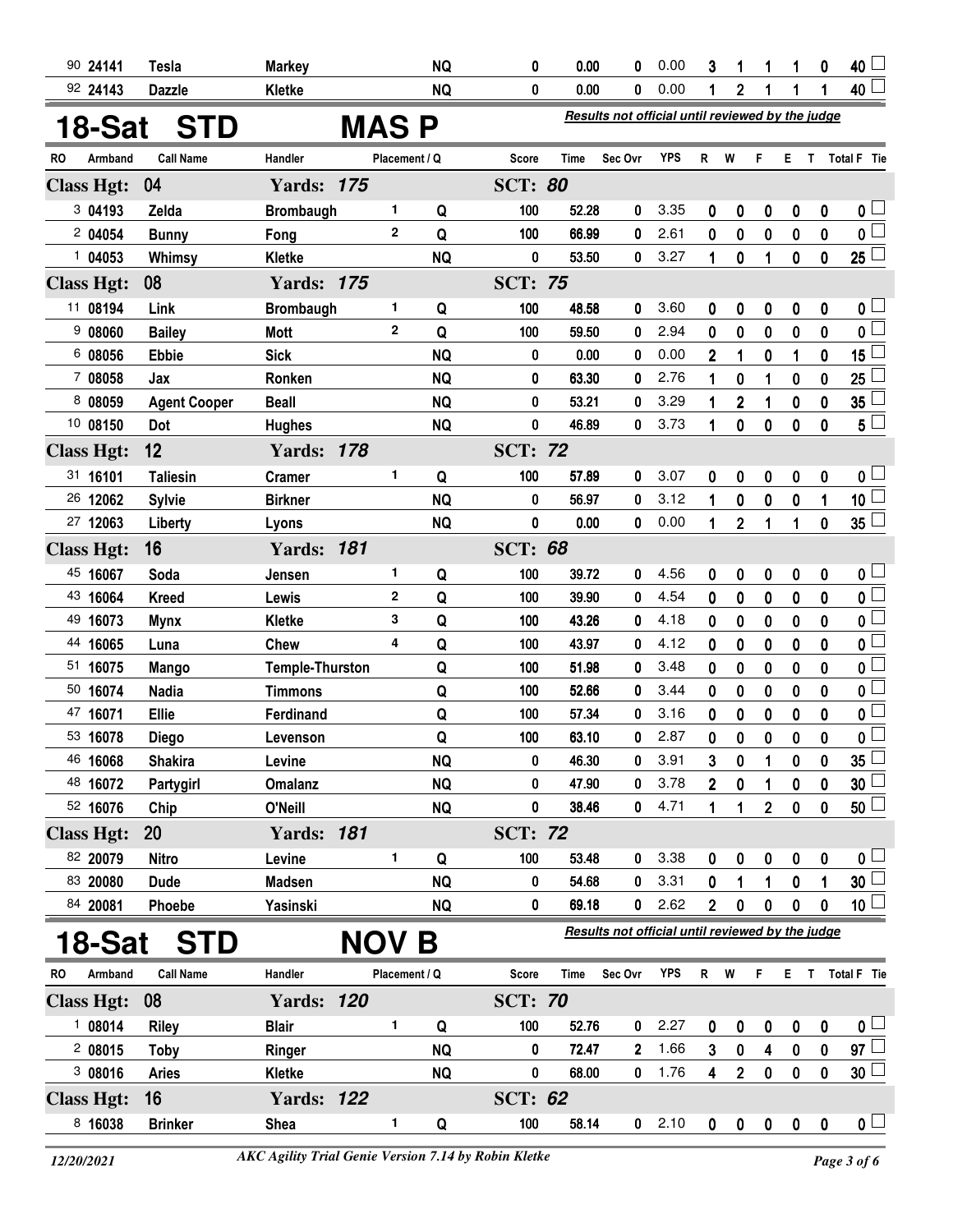| RO | Armband | Call Name | Handler | Placement | Q | Score | Time | Sec Ovr | YPS | R | W | F | E | T | Total F | Tie |
|---|---|---|---|---|---|---|---|---|---|---|---|---|---|---|---|---|
| 90 | 24141 | Tesla | Markey | | NQ | 0 | 0.00 | 0 | 0.00 | 3 | 1 | 1 | 1 | 0 | 40 | |
| 92 | 24143 | Dazzle | Kletke | | NQ | 0 | 0.00 | 0 | 0.00 | 1 | 2 | 1 | 1 | 1 | 40 | |

## 18-Sat STD MAS P

*Results not official until reviewed by the judge*

| RO | Armband | Call Name | Handler | Placement | Q | Score | Time | Sec Ovr | YPS | R | W | F | E | T | Total F | Tie |
|---|---|---|---|---|---|---|---|---|---|---|---|---|---|---|---|---|
| **Class Hgt: 04** | | | **Yards: 175** | | | **SCT: 80** | | | | | | | | | | |
| 3 | 04193 | Zelda | Brombaugh | 1 | Q | 100 | 52.28 | 0 | 3.35 | 0 | 0 | 0 | 0 | 0 | 0 | |
| 2 | 04054 | Bunny | Fong | 2 | Q | 100 | 66.99 | 0 | 2.61 | 0 | 0 | 0 | 0 | 0 | 0 | |
| 1 | 04053 | Whimsy | Kletke | | NQ | 0 | 53.50 | 0 | 3.27 | 1 | 0 | 1 | 0 | 0 | 25 | |
| **Class Hgt: 08** | | | **Yards: 175** | | | **SCT: 75** | | | | | | | | | | |
| 11 | 08194 | Link | Brombaugh | 1 | Q | 100 | 48.58 | 0 | 3.60 | 0 | 0 | 0 | 0 | 0 | 0 | |
| 9 | 08060 | Bailey | Mott | 2 | Q | 100 | 59.50 | 0 | 2.94 | 0 | 0 | 0 | 0 | 0 | 0 | |
| 6 | 08056 | Ebbie | Sick | | NQ | 0 | 0.00 | 0 | 0.00 | 2 | 1 | 0 | 1 | 0 | 15 | |
| 7 | 08058 | Jax | Ronken | | NQ | 0 | 63.30 | 0 | 2.76 | 1 | 0 | 1 | 0 | 0 | 25 | |
| 8 | 08059 | Agent Cooper | Beall | | NQ | 0 | 53.21 | 0 | 3.29 | 1 | 2 | 1 | 0 | 0 | 35 | |
| 10 | 08150 | Dot | Hughes | | NQ | 0 | 46.89 | 0 | 3.73 | 1 | 0 | 0 | 0 | 0 | 5 | |
| **Class Hgt: 12** | | | **Yards: 178** | | | **SCT: 72** | | | | | | | | | | |
| 31 | 16101 | Taliesin | Cramer | 1 | Q | 100 | 57.89 | 0 | 3.07 | 0 | 0 | 0 | 0 | 0 | 0 | |
| 26 | 12062 | Sylvie | Birkner | | NQ | 0 | 56.97 | 0 | 3.12 | 1 | 0 | 0 | 0 | 1 | 10 | |
| 27 | 12063 | Liberty | Lyons | | NQ | 0 | 0.00 | 0 | 0.00 | 1 | 2 | 1 | 1 | 0 | 35 | |
| **Class Hgt: 16** | | | **Yards: 181** | | | **SCT: 68** | | | | | | | | | | |
| 45 | 16067 | Soda | Jensen | 1 | Q | 100 | 39.72 | 0 | 4.56 | 0 | 0 | 0 | 0 | 0 | 0 | |
| 43 | 16064 | Kreed | Lewis | 2 | Q | 100 | 39.90 | 0 | 4.54 | 0 | 0 | 0 | 0 | 0 | 0 | |
| 49 | 16073 | Mynx | Kletke | 3 | Q | 100 | 43.26 | 0 | 4.18 | 0 | 0 | 0 | 0 | 0 | 0 | |
| 44 | 16065 | Luna | Chew | 4 | Q | 100 | 43.97 | 0 | 4.12 | 0 | 0 | 0 | 0 | 0 | 0 | |
| 51 | 16075 | Mango | Temple-Thurston | | Q | 100 | 51.98 | 0 | 3.48 | 0 | 0 | 0 | 0 | 0 | 0 | |
| 50 | 16074 | Nadia | Timmons | | Q | 100 | 52.66 | 0 | 3.44 | 0 | 0 | 0 | 0 | 0 | 0 | |
| 47 | 16071 | Ellie | Ferdinand | | Q | 100 | 57.34 | 0 | 3.16 | 0 | 0 | 0 | 0 | 0 | 0 | |
| 53 | 16078 | Diego | Levenson | | Q | 100 | 63.10 | 0 | 2.87 | 0 | 0 | 0 | 0 | 0 | 0 | |
| 46 | 16068 | Shakira | Levine | | NQ | 0 | 46.30 | 0 | 3.91 | 3 | 0 | 1 | 0 | 0 | 35 | |
| 48 | 16072 | Partygirl | Omalanz | | NQ | 0 | 47.90 | 0 | 3.78 | 2 | 0 | 1 | 0 | 0 | 30 | |
| 52 | 16076 | Chip | O'Neill | | NQ | 0 | 38.46 | 0 | 4.71 | 1 | 1 | 2 | 0 | 0 | 50 | |
| **Class Hgt: 20** | | | **Yards: 181** | | | **SCT: 72** | | | | | | | | | | |
| 82 | 20079 | Nitro | Levine | 1 | Q | 100 | 53.48 | 0 | 3.38 | 0 | 0 | 0 | 0 | 0 | 0 | |
| 83 | 20080 | Dude | Madsen | | NQ | 0 | 54.68 | 0 | 3.31 | 0 | 1 | 1 | 0 | 1 | 30 | |
| 84 | 20081 | Phoebe | Yasinski | | NQ | 0 | 69.18 | 0 | 2.62 | 2 | 0 | 0 | 0 | 0 | 10 | |

## 18-Sat STD NOV B

*Results not official until reviewed by the judge*

| RO | Armband | Call Name | Handler | Placement | Q | Score | Time | Sec Ovr | YPS | R | W | F | E | T | Total F | Tie |
|---|---|---|---|---|---|---|---|---|---|---|---|---|---|---|---|---|
| **Class Hgt: 08** | | | **Yards: 120** | | | **SCT: 70** | | | | | | | | | | |
| 1 | 08014 | Riley | Blair | 1 | Q | 100 | 52.76 | 0 | 2.27 | 0 | 0 | 0 | 0 | 0 | 0 | |
| 2 | 08015 | Toby | Ringer | | NQ | 0 | 72.47 | 2 | 1.66 | 3 | 0 | 4 | 0 | 0 | 97 | |
| 3 | 08016 | Aries | Kletke | | NQ | 0 | 68.00 | 0 | 1.76 | 4 | 2 | 0 | 0 | 0 | 30 | |
| **Class Hgt: 16** | | | **Yards: 122** | | | **SCT: 62** | | | | | | | | | | |
| 8 | 16038 | Brinker | Shea | 1 | Q | 100 | 58.14 | 0 | 2.10 | 0 | 0 | 0 | 0 | 0 | 0 | |

*12/20/2021* — *AKC Agility Trial Genie Version 7.14 by Robin Kletke*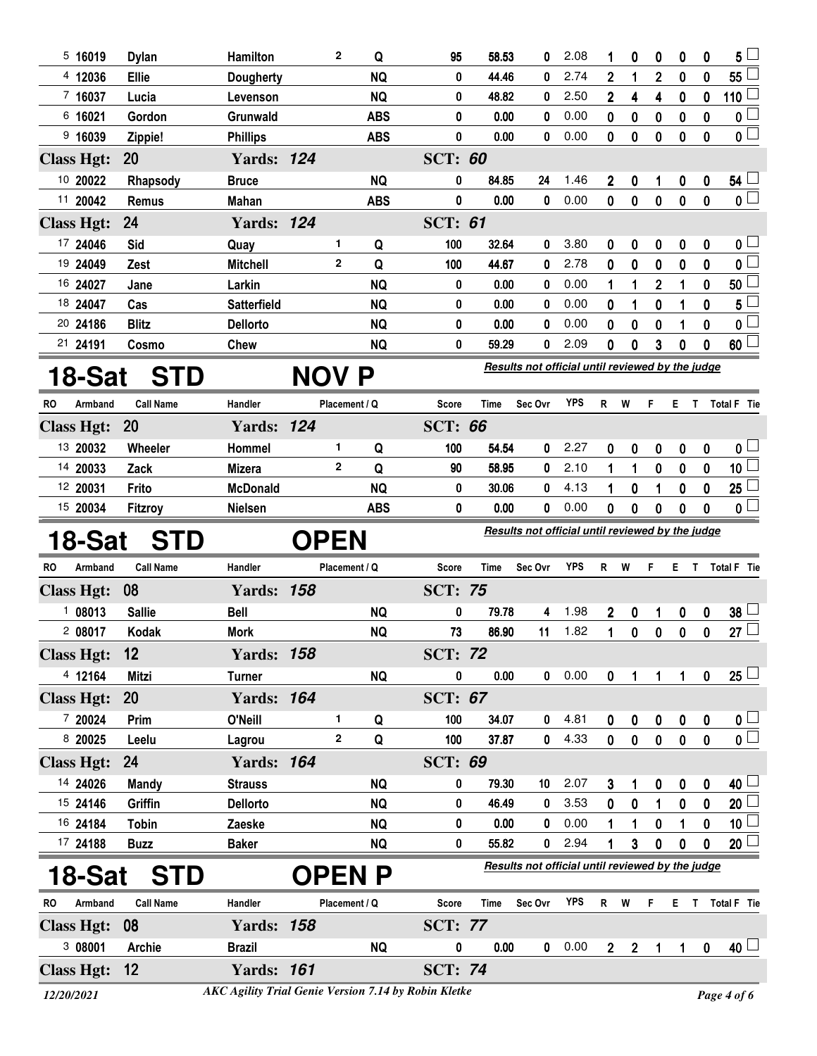| RO | Armband | Call Name | Handler | Placement / Q | | Score | Time | Sec Ovr | YPS | R | W | F | E | T | Total F | Tie |
|---|---|---|---|---|---|---|---|---|---|---|---|---|---|---|---|---|
| 5 | 16019 | Dylan | Hamilton | 2 | Q | 95 | 58.53 | 0 | 2.08 | 1 | 0 | 0 | 0 | 0 | 5 | |
| 4 | 12036 | Ellie | Dougherty | | NQ | 0 | 44.46 | 0 | 2.74 | 2 | 1 | 2 | 0 | 0 | 55 | |
| 7 | 16037 | Lucia | Levenson | | NQ | 0 | 48.82 | 0 | 2.50 | 2 | 4 | 4 | 0 | 0 | 110 | |
| 6 | 16021 | Gordon | Grunwald | | ABS | 0 | 0.00 | 0 | 0.00 | 0 | 0 | 0 | 0 | 0 | 0 | |
| 9 | 16039 | Zippie! | Phillips | | ABS | 0 | 0.00 | 0 | 0.00 | 0 | 0 | 0 | 0 | 0 | 0 | |
| **Class Hgt: 20** | | | **Yards: 124** | | | **SCT: 60** | | | | | | | | | | |
| 10 | 20022 | Rhapsody | Bruce | | NQ | 0 | 84.85 | 24 | 1.46 | 2 | 0 | 1 | 0 | 0 | 54 | |
| 11 | 20042 | Remus | Mahan | | ABS | 0 | 0.00 | 0 | 0.00 | 0 | 0 | 0 | 0 | 0 | 0 | |
| **Class Hgt: 24** | | | **Yards: 124** | | | **SCT: 61** | | | | | | | | | | |
| 17 | 24046 | Sid | Quay | 1 | Q | 100 | 32.64 | 0 | 3.80 | 0 | 0 | 0 | 0 | 0 | 0 | |
| 19 | 24049 | Zest | Mitchell | 2 | Q | 100 | 44.67 | 0 | 2.78 | 0 | 0 | 0 | 0 | 0 | 0 | |
| 16 | 24027 | Jane | Larkin | | NQ | 0 | 0.00 | 0 | 0.00 | 1 | 1 | 2 | 1 | 0 | 50 | |
| 18 | 24047 | Cas | Satterfield | | NQ | 0 | 0.00 | 0 | 0.00 | 0 | 1 | 0 | 1 | 0 | 5 | |
| 20 | 24186 | Blitz | Dellorto | | NQ | 0 | 0.00 | 0 | 0.00 | 0 | 0 | 0 | 1 | 0 | 0 | |
| 21 | 24191 | Cosmo | Chew | | NQ | 0 | 59.29 | 0 | 2.09 | 0 | 0 | 3 | 0 | 0 | 60 | |

## 18-Sat STD NOV P

*Results not official until reviewed by the judge*

| RO | Armband | Call Name | Handler | Placement / Q | | Score | Time | Sec Ovr | YPS | R | W | F | E | T | Total F | Tie |
|---|---|---|---|---|---|---|---|---|---|---|---|---|---|---|---|---|
| **Class Hgt: 20** | | | **Yards: 124** | | | **SCT: 66** | | | | | | | | | | |
| 13 | 20032 | Wheeler | Hommel | 1 | Q | 100 | 54.54 | 0 | 2.27 | 0 | 0 | 0 | 0 | 0 | 0 | |
| 14 | 20033 | Zack | Mizera | 2 | Q | 90 | 58.95 | 0 | 2.10 | 1 | 1 | 0 | 0 | 0 | 10 | |
| 12 | 20031 | Frito | McDonald | | NQ | 0 | 30.06 | 0 | 4.13 | 1 | 0 | 1 | 0 | 0 | 25 | |
| 15 | 20034 | Fitzroy | Nielsen | | ABS | 0 | 0.00 | 0 | 0.00 | 0 | 0 | 0 | 0 | 0 | 0 | |

## 18-Sat STD OPEN

*Results not official until reviewed by the judge*

| RO | Armband | Call Name | Handler | Placement / Q | | Score | Time | Sec Ovr | YPS | R | W | F | E | T | Total F | Tie |
|---|---|---|---|---|---|---|---|---|---|---|---|---|---|---|---|---|
| **Class Hgt: 08** | | | **Yards: 158** | | | **SCT: 75** | | | | | | | | | | |
| 1 | 08013 | Sallie | Bell | | NQ | 0 | 79.78 | 4 | 1.98 | 2 | 0 | 1 | 0 | 0 | 38 | |
| 2 | 08017 | Kodak | Mork | | NQ | 73 | 86.90 | 11 | 1.82 | 1 | 0 | 0 | 0 | 0 | 27 | |
| **Class Hgt: 12** | | | **Yards: 158** | | | **SCT: 72** | | | | | | | | | | |
| 4 | 12164 | Mitzi | Turner | | NQ | 0 | 0.00 | 0 | 0.00 | 0 | 1 | 1 | 1 | 0 | 25 | |
| **Class Hgt: 20** | | | **Yards: 164** | | | **SCT: 67** | | | | | | | | | | |
| 7 | 20024 | Prim | O'Neill | 1 | Q | 100 | 34.07 | 0 | 4.81 | 0 | 0 | 0 | 0 | 0 | 0 | |
| 8 | 20025 | Leelu | Lagrou | 2 | Q | 100 | 37.87 | 0 | 4.33 | 0 | 0 | 0 | 0 | 0 | 0 | |
| **Class Hgt: 24** | | | **Yards: 164** | | | **SCT: 69** | | | | | | | | | | |
| 14 | 24026 | Mandy | Strauss | | NQ | 0 | 79.30 | 10 | 2.07 | 3 | 1 | 0 | 0 | 0 | 40 | |
| 15 | 24146 | Griffin | Dellorto | | NQ | 0 | 46.49 | 0 | 3.53 | 0 | 0 | 1 | 0 | 0 | 20 | |
| 16 | 24184 | Tobin | Zaeske | | NQ | 0 | 0.00 | 0 | 0.00 | 1 | 1 | 0 | 1 | 0 | 10 | |
| 17 | 24188 | Buzz | Baker | | NQ | 0 | 55.82 | 0 | 2.94 | 1 | 3 | 0 | 0 | 0 | 20 | |

## 18-Sat STD OPEN P

*Results not official until reviewed by the judge*

| RO | Armband | Call Name | Handler | Placement / Q | | Score | Time | Sec Ovr | YPS | R | W | F | E | T | Total F | Tie |
|---|---|---|---|---|---|---|---|---|---|---|---|---|---|---|---|---|
| **Class Hgt: 08** | | | **Yards: 158** | | | **SCT: 77** | | | | | | | | | | |
| 3 | 08001 | Archie | Brazil | | NQ | 0 | 0.00 | 0 | 0.00 | 2 | 2 | 1 | 1 | 0 | 40 | |
| **Class Hgt: 12** | | | **Yards: 161** | | | **SCT: 74** | | | | | | | | | | |

12/20/2021 — AKC Agility Trial Genie Version 7.14 by Robin Kletke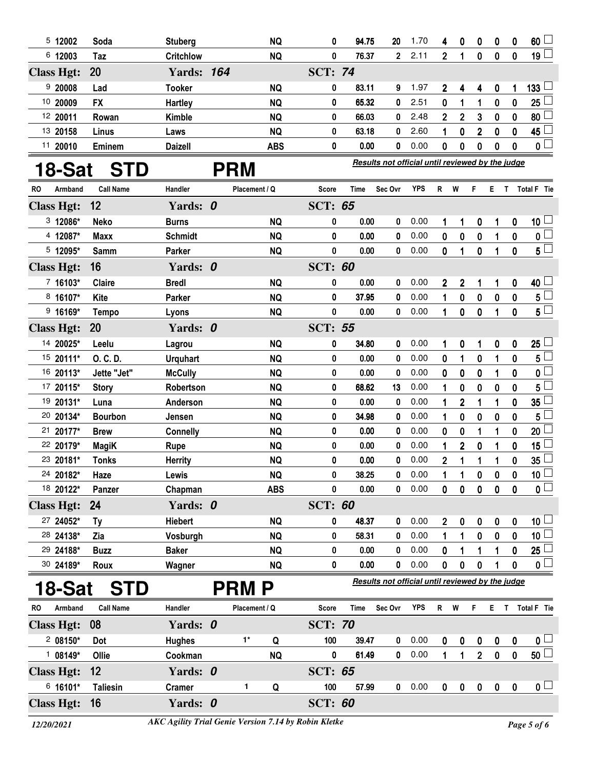| RO | Armband | Call Name | Handler | Placement / Q | | Score | Time | Sec Ovr | YPS | R | W | F | E | T | Total F | Tie |
|---|---|---|---|---|---|---|---|---|---|---|---|---|---|---|---|---|
| 5 | 12002 | Soda | Stuberg | | NQ | 0 | 94.75 | 20 | 1.70 | 4 | 0 | 0 | 0 | 0 | 60 | ☐ |
| 6 | 12003 | Taz | Critchlow | | NQ | 0 | 76.37 | 2 | 2.11 | 2 | 1 | 0 | 0 | 0 | 19 | ☐ |
| **Class Hgt: 20** | | | **Yards: 164** | | | **SCT: 74** | | | | | | | | | | |
| 9 | 20008 | Lad | Tooker | | NQ | 0 | 83.11 | 9 | 1.97 | 2 | 4 | 4 | 0 | 1 | 133 | ☐ |
| 10 | 20009 | FX | Hartley | | NQ | 0 | 65.32 | 0 | 2.51 | 0 | 1 | 1 | 0 | 0 | 25 | ☐ |
| 12 | 20011 | Rowan | Kimble | | NQ | 0 | 66.03 | 0 | 2.48 | 2 | 2 | 3 | 0 | 0 | 80 | ☐ |
| 13 | 20158 | Linus | Laws | | NQ | 0 | 63.18 | 0 | 2.60 | 1 | 0 | 2 | 0 | 0 | 45 | ☐ |
| 11 | 20010 | Eminem | Daizell | | ABS | 0 | 0.00 | 0 | 0.00 | 0 | 0 | 0 | 0 | 0 | 0 | ☐ |

## 18-Sat STD PRM

*Results not official until reviewed by the judge*

| RO | Armband | Call Name | Handler | Placement / Q | | Score | Time | Sec Ovr | YPS | R | W | F | E | T | Total F | Tie |
|---|---|---|---|---|---|---|---|---|---|---|---|---|---|---|---|---|
| **Class Hgt: 12** | | | **Yards: 0** | | | **SCT: 65** | | | | | | | | | | |
| 3 | 12086* | Neko | Burns | | NQ | 0 | 0.00 | 0 | 0.00 | 1 | 1 | 0 | 1 | 0 | 10 | ☐ |
| 4 | 12087* | Maxx | Schmidt | | NQ | 0 | 0.00 | 0 | 0.00 | 0 | 0 | 0 | 1 | 0 | 0 | ☐ |
| 5 | 12095* | Samm | Parker | | NQ | 0 | 0.00 | 0 | 0.00 | 0 | 1 | 0 | 1 | 0 | 5 | ☐ |
| **Class Hgt: 16** | | | **Yards: 0** | | | **SCT: 60** | | | | | | | | | | |
| 7 | 16103* | Claire | Bredl | | NQ | 0 | 0.00 | 0 | 0.00 | 2 | 2 | 1 | 1 | 0 | 40 | ☐ |
| 8 | 16107* | Kite | Parker | | NQ | 0 | 37.95 | 0 | 0.00 | 1 | 0 | 0 | 0 | 0 | 5 | ☐ |
| 9 | 16169* | Tempo | Lyons | | NQ | 0 | 0.00 | 0 | 0.00 | 1 | 0 | 0 | 1 | 0 | 5 | ☐ |
| **Class Hgt: 20** | | | **Yards: 0** | | | **SCT: 55** | | | | | | | | | | |
| 14 | 20025* | Leelu | Lagrou | | NQ | 0 | 34.80 | 0 | 0.00 | 1 | 0 | 1 | 0 | 0 | 25 | ☐ |
| 15 | 20111* | O. C. D. | Urquhart | | NQ | 0 | 0.00 | 0 | 0.00 | 0 | 1 | 0 | 1 | 0 | 5 | ☐ |
| 16 | 20113* | Jette "Jet" | McCully | | NQ | 0 | 0.00 | 0 | 0.00 | 0 | 0 | 0 | 1 | 0 | 0 | ☐ |
| 17 | 20115* | Story | Robertson | | NQ | 0 | 68.62 | 13 | 0.00 | 1 | 0 | 0 | 0 | 0 | 5 | ☐ |
| 19 | 20131* | Luna | Anderson | | NQ | 0 | 0.00 | 0 | 0.00 | 1 | 2 | 1 | 1 | 0 | 35 | ☐ |
| 20 | 20134* | Bourbon | Jensen | | NQ | 0 | 34.98 | 0 | 0.00 | 1 | 0 | 0 | 0 | 0 | 5 | ☐ |
| 21 | 20177* | Brew | Connelly | | NQ | 0 | 0.00 | 0 | 0.00 | 0 | 0 | 1 | 1 | 0 | 20 | ☐ |
| 22 | 20179* | MagiK | Rupe | | NQ | 0 | 0.00 | 0 | 0.00 | 1 | 2 | 0 | 1 | 0 | 15 | ☐ |
| 23 | 20181* | Tonks | Herrity | | NQ | 0 | 0.00 | 0 | 0.00 | 2 | 1 | 1 | 1 | 0 | 35 | ☐ |
| 24 | 20182* | Haze | Lewis | | NQ | 0 | 38.25 | 0 | 0.00 | 1 | 1 | 0 | 0 | 0 | 10 | ☐ |
| 18 | 20122* | Panzer | Chapman | | ABS | 0 | 0.00 | 0 | 0.00 | 0 | 0 | 0 | 0 | 0 | 0 | ☐ |
| **Class Hgt: 24** | | | **Yards: 0** | | | **SCT: 60** | | | | | | | | | | |
| 27 | 24052* | Ty | Hiebert | | NQ | 0 | 48.37 | 0 | 0.00 | 2 | 0 | 0 | 0 | 0 | 10 | ☐ |
| 28 | 24138* | Zia | Vosburgh | | NQ | 0 | 58.31 | 0 | 0.00 | 1 | 1 | 0 | 0 | 0 | 10 | ☐ |
| 29 | 24188* | Buzz | Baker | | NQ | 0 | 0.00 | 0 | 0.00 | 0 | 1 | 1 | 1 | 0 | 25 | ☐ |
| 30 | 24189* | Roux | Wagner | | NQ | 0 | 0.00 | 0 | 0.00 | 0 | 0 | 0 | 1 | 0 | 0 | ☐ |

## 18-Sat STD PRM P

*Results not official until reviewed by the judge*

| RO | Armband | Call Name | Handler | Placement / Q | | Score | Time | Sec Ovr | YPS | R | W | F | E | T | Total F | Tie |
|---|---|---|---|---|---|---|---|---|---|---|---|---|---|---|---|---|
| **Class Hgt: 08** | | | **Yards: 0** | | | **SCT: 70** | | | | | | | | | | |
| 2 | 08150* | Dot | Hughes | 1* | Q | 100 | 39.47 | 0 | 0.00 | 0 | 0 | 0 | 0 | 0 | 0 | ☐ |
| 1 | 08149* | Ollie | Cookman | | NQ | 0 | 61.49 | 0 | 0.00 | 1 | 1 | 2 | 0 | 0 | 50 | ☐ |
| **Class Hgt: 12** | | | **Yards: 0** | | | **SCT: 65** | | | | | | | | | | |
| 6 | 16101* | Taliesin | Cramer | 1 | Q | 100 | 57.99 | 0 | 0.00 | 0 | 0 | 0 | 0 | 0 | 0 | ☐ |
| **Class Hgt: 16** | | | **Yards: 0** | | | **SCT: 60** | | | | | | | | | | |

12/20/2021 — AKC Agility Trial Genie Version 7.14 by Robin Kletke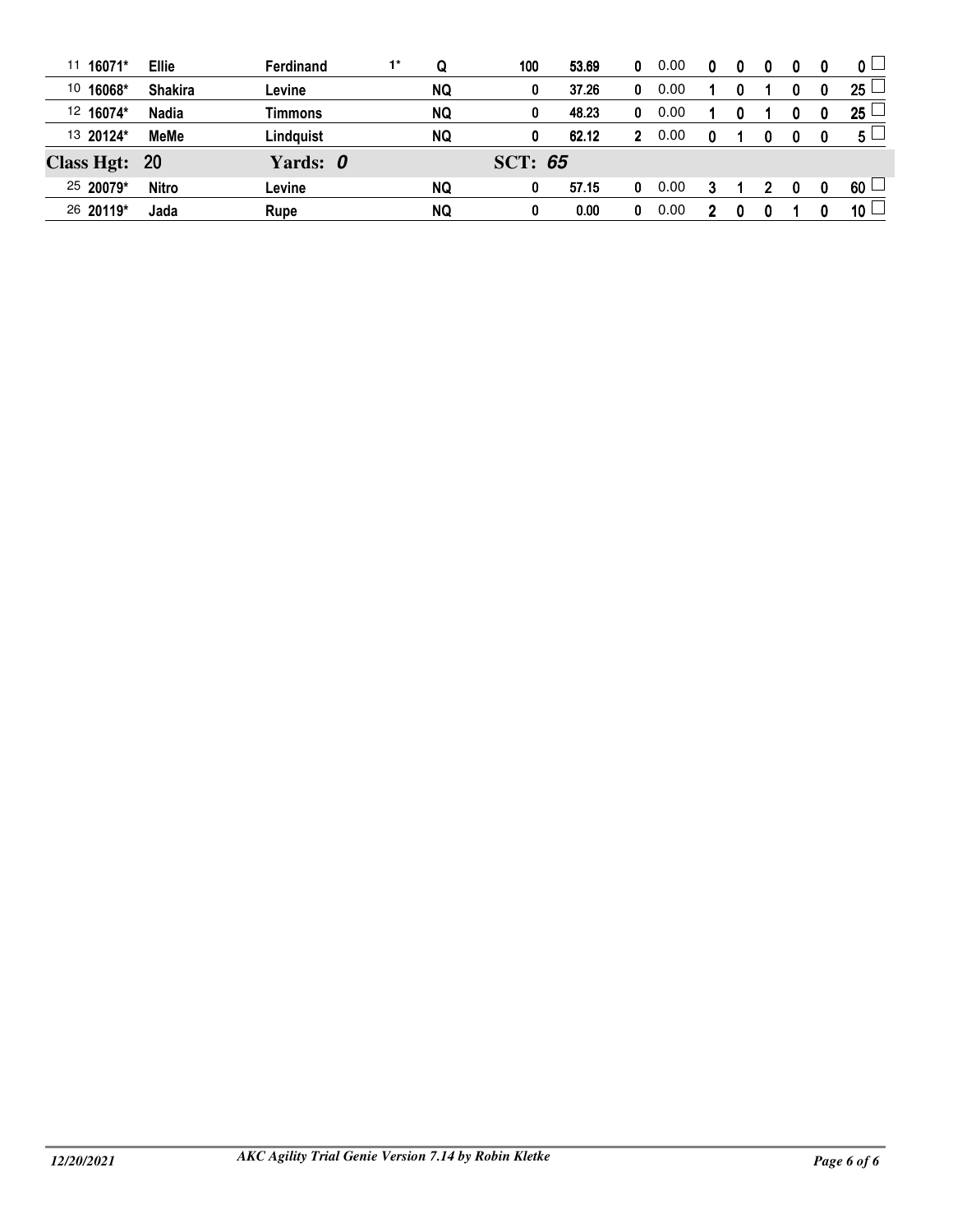| | | | | | | | | | | | | | | | |
|---|---|---|---|---|---|---|---|---|---|---|---|---|---|---|---|
| 11 16071* | Ellie | Ferdinand | 1* | Q | 100 | 53.69 | 0 | 0.00 | 0 | 0 | 0 | 0 | 0 | 0 | ☐ |
| 10 16068* | Shakira | Levine | | NQ | 0 | 37.26 | 0 | 0.00 | 1 | 0 | 1 | 0 | 0 | 25 | ☐ |
| 12 16074* | Nadia | Timmons | | NQ | 0 | 48.23 | 0 | 0.00 | 1 | 0 | 1 | 0 | 0 | 25 | ☐ |
| 13 20124* | MeMe | Lindquist | | NQ | 0 | 62.12 | 2 | 0.00 | 0 | 1 | 0 | 0 | 0 | 5 | ☐ |
| **Class Hgt: 20** | | **Yards: *0*** | | | **SCT: *65*** | | | | | | | | | | |
| 25 20079* | Nitro | Levine | | NQ | 0 | 57.15 | 0 | 0.00 | 3 | 1 | 2 | 0 | 0 | 60 | ☐ |
| 26 20119* | Jada | Rupe | | NQ | 0 | 0.00 | 0 | 0.00 | 2 | 0 | 0 | 1 | 0 | 10 | ☐ |

*12/20/2021* *AKC Agility Trial Genie Version 7.14 by Robin Kletke*